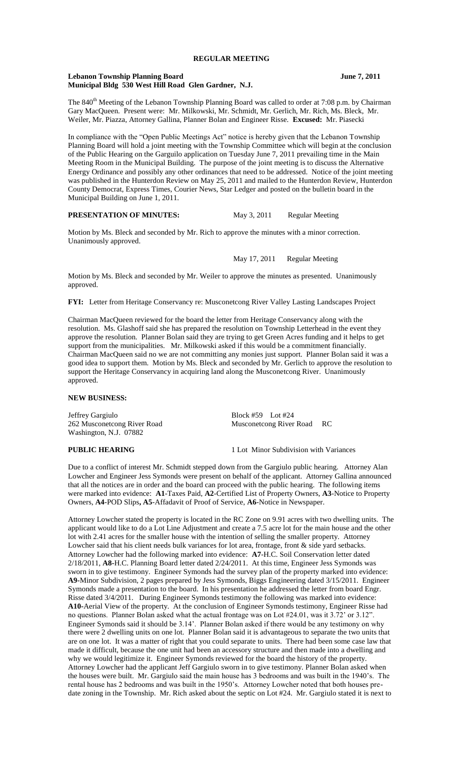**REGULAR MEETING**

**Lebanon Township Planning Board June 7, 2011**
**Municipal Bldg 530 West Hill Road Glen Gardner, N.J.**

The 840th Meeting of the Lebanon Township Planning Board was called to order at 7:08 p.m. by Chairman Gary MacQueen. Present were: Mr. Milkowski, Mr. Schmidt, Mr. Gerlich, Mr. Rich, Ms. Bleck, Mr. Weiler, Mr. Piazza, Attorney Gallina, Planner Bolan and Engineer Risse. **Excused:** Mr. Piasecki

In compliance with the "Open Public Meetings Act" notice is hereby given that the Lebanon Township Planning Board will hold a joint meeting with the Township Committee which will begin at the conclusion of the Public Hearing on the Garguilo application on Tuesday June 7, 2011 prevailing time in the Main Meeting Room in the Municipal Building. The purpose of the joint meeting is to discuss the Alternative Energy Ordinance and possibly any other ordinances that need to be addressed. Notice of the joint meeting was published in the Hunterdon Review on May 25, 2011 and mailed to the Hunterdon Review, Hunterdon County Democrat, Express Times, Courier News, Star Ledger and posted on the bulletin board in the Municipal Building on June 1, 2011.

**PRESENTATION OF MINUTES:** May 3, 2011 Regular Meeting

Motion by Ms. Bleck and seconded by Mr. Rich to approve the minutes with a minor correction. Unanimously approved.

May 17, 2011 Regular Meeting

Motion by Ms. Bleck and seconded by Mr. Weiler to approve the minutes as presented. Unanimously approved.

**FYI:** Letter from Heritage Conservancy re: Musconetcong River Valley Lasting Landscapes Project

Chairman MacQueen reviewed for the board the letter from Heritage Conservancy along with the resolution. Ms. Glashoff said she has prepared the resolution on Township Letterhead in the event they approve the resolution. Planner Bolan said they are trying to get Green Acres funding and it helps to get support from the municipalities. Mr. Milkowski asked if this would be a commitment financially. Chairman MacQueen said no we are not committing any monies just support. Planner Bolan said it was a good idea to support them. Motion by Ms. Bleck and seconded by Mr. Gerlich to approve the resolution to support the Heritage Conservancy in acquiring land along the Musconetcong River. Unanimously approved.

**NEW BUSINESS:**

Jeffrey Gargiulo
262 Musconetcong River Road
Washington, N.J. 07882

Block #59 Lot #24
Musconetcong River Road RC

**PUBLIC HEARING** 1 Lot Minor Subdivision with Variances

Due to a conflict of interest Mr. Schmidt stepped down from the Gargiulo public hearing. Attorney Alan Lowcher and Engineer Jess Symonds were present on behalf of the applicant. Attorney Gallina announced that all the notices are in order and the board can proceed with the public hearing. The following items were marked into evidence: **A1**-Taxes Paid, **A2**-Certified List of Property Owners, **A3**-Notice to Property Owners, **A4**-POD Slips**, A5**-Affadavit of Proof of Service, **A6**-Notice in Newspaper.

Attorney Lowcher stated the property is located in the RC Zone on 9.91 acres with two dwelling units. The applicant would like to do a Lot Line Adjustment and create a 7.5 acre lot for the main house and the other lot with 2.41 acres for the smaller house with the intention of selling the smaller property. Attorney Lowcher said that his client needs bulk variances for lot area, frontage, front & side yard setbacks. Attorney Lowcher had the following marked into evidence: **A7**-H.C. Soil Conservation letter dated 2/18/2011, **A8**-H.C. Planning Board letter dated 2/24/2011. At this time, Engineer Jess Symonds was sworn in to give testimony. Engineer Symonds had the survey plan of the property marked into evidence: **A9**-Minor Subdivision, 2 pages prepared by Jess Symonds, Biggs Engineering dated 3/15/2011. Engineer Symonds made a presentation to the board. In his presentation he addressed the letter from board Engr. Risse dated 3/4/2011. During Engineer Symonds testimony the following was marked into evidence: **A10**-Aerial View of the property. At the conclusion of Engineer Symonds testimony, Engineer Risse had no questions. Planner Bolan asked what the actual frontage was on Lot #24.01, was it 3.72' or 3.12". Engineer Symonds said it should be 3.14'. Planner Bolan asked if there would be any testimony on why there were 2 dwelling units on one lot. Planner Bolan said it is advantageous to separate the two units that are on one lot. It was a matter of right that you could separate to units. There had been some case law that made it difficult, because the one unit had been an accessory structure and then made into a dwelling and why we would legitimize it. Engineer Symonds reviewed for the board the history of the property. Attorney Lowcher had the applicant Jeff Gargiulo sworn in to give testimony. Planner Bolan asked when the houses were built. Mr. Gargiulo said the main house has 3 bedrooms and was built in the 1940's. The rental house has 2 bedrooms and was built in the 1950's. Attorney Lowcher noted that both houses pre-date zoning in the Township. Mr. Rich asked about the septic on Lot #24. Mr. Gargiulo stated it is next to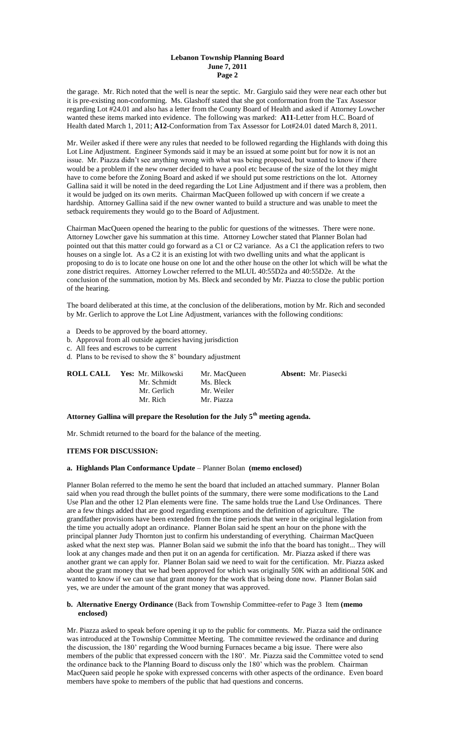the garage. Mr. Rich noted that the well is near the septic. Mr. Gargiulo said they were near each other but it is pre-existing non-conforming. Ms. Glashoff stated that she got conformation from the Tax Assessor regarding Lot #24.01 and also has a letter from the County Board of Health and asked if Attorney Lowcher wanted these items marked into evidence. The following was marked: **A11**-Letter from H.C. Board of Health dated March 1, 2011; **A12**-Conformation from Tax Assessor for Lot#24.01 dated March 8, 2011.

Mr. Weiler asked if there were any rules that needed to be followed regarding the Highlands with doing this Lot Line Adjustment. Engineer Symonds said it may be an issued at some point but for now it is not an issue. Mr. Piazza didn't see anything wrong with what was being proposed, but wanted to know if there would be a problem if the new owner decided to have a pool etc because of the size of the lot they might have to come before the Zoning Board and asked if we should put some restrictions on the lot. Attorney Gallina said it will be noted in the deed regarding the Lot Line Adjustment and if there was a problem, then it would be judged on its own merits. Chairman MacQueen followed up with concern if we create a hardship. Attorney Gallina said if the new owner wanted to build a structure and was unable to meet the setback requirements they would go to the Board of Adjustment.

Chairman MacQueen opened the hearing to the public for questions of the witnesses. There were none. Attorney Lowcher gave his summation at this time. Attorney Lowcher stated that Planner Bolan had pointed out that this matter could go forward as a C1 or C2 variance. As a C1 the application refers to two houses on a single lot. As a C2 it is an existing lot with two dwelling units and what the applicant is proposing to do is to locate one house on one lot and the other house on the other lot which will be what the zone district requires. Attorney Lowcher referred to the MLUL 40:55D2a and 40:55D2e. At the conclusion of the summation, motion by Ms. Bleck and seconded by Mr. Piazza to close the public portion of the hearing.

The board deliberated at this time, at the conclusion of the deliberations, motion by Mr. Rich and seconded by Mr. Gerlich to approve the Lot Line Adjustment, variances with the following conditions:

a Deeds to be approved by the board attorney.
b. Approval from all outside agencies having jurisdiction
c. All fees and escrows to be current
d. Plans to be revised to show the 8' boundary adjustment

| **ROLL CALL** | **Yes:** Mr. Milkowski | Mr. MacQueen | **Absent:** Mr. Piasecki |
|---|---|---|---|
| | Mr. Schmidt | Ms. Bleck | |
| | Mr. Gerlich | Mr. Weiler | |
| | Mr. Rich | Mr. Piazza | |

**Attorney Gallina will prepare the Resolution for the July 5th meeting agenda.**

Mr. Schmidt returned to the board for the balance of the meeting.

## ITEMS FOR DISCUSSION:

### a. Highlands Plan Conformance Update – Planner Bolan (memo enclosed)

Planner Bolan referred to the memo he sent the board that included an attached summary. Planner Bolan said when you read through the bullet points of the summary, there were some modifications to the Land Use Plan and the other 12 Plan elements were fine. The same holds true the Land Use Ordinances. There are a few things added that are good regarding exemptions and the definition of agriculture. The grandfather provisions have been extended from the time periods that were in the original legislation from the time you actually adopt an ordinance. Planner Bolan said he spent an hour on the phone with the principal planner Judy Thornton just to confirm his understanding of everything. Chairman MacQueen asked what the next step was. Planner Bolan said we submit the info that the board has tonight... They will look at any changes made and then put it on an agenda for certification. Mr. Piazza asked if there was another grant we can apply for. Planner Bolan said we need to wait for the certification. Mr. Piazza asked about the grant money that we had been approved for which was originally 50K with an additional 50K and wanted to know if we can use that grant money for the work that is being done now. Planner Bolan said yes, we are under the amount of the grant money that was approved.

### b. Alternative Energy Ordinance (Back from Township Committee-refer to Page 3 Item (memo enclosed)

Mr. Piazza asked to speak before opening it up to the public for comments. Mr. Piazza said the ordinance was introduced at the Township Committee Meeting. The committee reviewed the ordinance and during the discussion, the 180' regarding the Wood burning Furnaces became a big issue. There were also members of the public that expressed concern with the 180'. Mr. Piazza said the Committee voted to send the ordinance back to the Planning Board to discuss only the 180' which was the problem. Chairman MacQueen said people he spoke with expressed concerns with other aspects of the ordinance. Even board members have spoke to members of the public that had questions and concerns.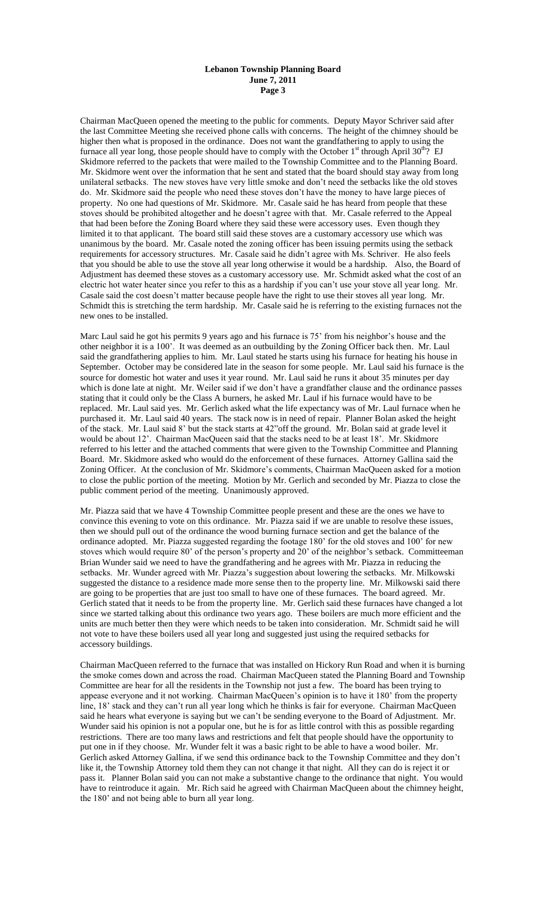Chairman MacQueen opened the meeting to the public for comments. Deputy Mayor Schriver said after the last Committee Meeting she received phone calls with concerns. The height of the chimney should be higher then what is proposed in the ordinance. Does not want the grandfathering to apply to using the furnace all year long, those people should have to comply with the October 1st through April 30th? EJ Skidmore referred to the packets that were mailed to the Township Committee and to the Planning Board. Mr. Skidmore went over the information that he sent and stated that the board should stay away from long unilateral setbacks. The new stoves have very little smoke and don't need the setbacks like the old stoves do. Mr. Skidmore said the people who need these stoves don't have the money to have large pieces of property. No one had questions of Mr. Skidmore. Mr. Casale said he has heard from people that these stoves should be prohibited altogether and he doesn't agree with that. Mr. Casale referred to the Appeal that had been before the Zoning Board where they said these were accessory uses. Even though they limited it to that applicant. The board still said these stoves are a customary accessory use which was unanimous by the board. Mr. Casale noted the zoning officer has been issuing permits using the setback requirements for accessory structures. Mr. Casale said he didn't agree with Ms. Schriver. He also feels that you should be able to use the stove all year long otherwise it would be a hardship. Also, the Board of Adjustment has deemed these stoves as a customary accessory use. Mr. Schmidt asked what the cost of an electric hot water heater since you refer to this as a hardship if you can't use your stove all year long. Mr. Casale said the cost doesn't matter because people have the right to use their stoves all year long. Mr. Schmidt this is stretching the term hardship. Mr. Casale said he is referring to the existing furnaces not the new ones to be installed.

Marc Laul said he got his permits 9 years ago and his furnace is 75' from his neighbor's house and the other neighbor it is a 100'. It was deemed as an outbuilding by the Zoning Officer back then. Mr. Laul said the grandfathering applies to him. Mr. Laul stated he starts using his furnace for heating his house in September. October may be considered late in the season for some people. Mr. Laul said his furnace is the source for domestic hot water and uses it year round. Mr. Laul said he runs it about 35 minutes per day which is done late at night. Mr. Weiler said if we don't have a grandfather clause and the ordinance passes stating that it could only be the Class A burners, he asked Mr. Laul if his furnace would have to be replaced. Mr. Laul said yes. Mr. Gerlich asked what the life expectancy was of Mr. Laul furnace when he purchased it. Mr. Laul said 40 years. The stack now is in need of repair. Planner Bolan asked the height of the stack. Mr. Laul said 8' but the stack starts at 42"off the ground. Mr. Bolan said at grade level it would be about 12'. Chairman MacQueen said that the stacks need to be at least 18'. Mr. Skidmore referred to his letter and the attached comments that were given to the Township Committee and Planning Board. Mr. Skidmore asked who would do the enforcement of these furnaces. Attorney Gallina said the Zoning Officer. At the conclusion of Mr. Skidmore's comments, Chairman MacQueen asked for a motion to close the public portion of the meeting. Motion by Mr. Gerlich and seconded by Mr. Piazza to close the public comment period of the meeting. Unanimously approved.

Mr. Piazza said that we have 4 Township Committee people present and these are the ones we have to convince this evening to vote on this ordinance. Mr. Piazza said if we are unable to resolve these issues, then we should pull out of the ordinance the wood burning furnace section and get the balance of the ordinance adopted. Mr. Piazza suggested regarding the footage 180' for the old stoves and 100' for new stoves which would require 80' of the person's property and 20' of the neighbor's setback. Committeeman Brian Wunder said we need to have the grandfathering and he agrees with Mr. Piazza in reducing the setbacks. Mr. Wunder agreed with Mr. Piazza's suggestion about lowering the setbacks. Mr. Milkowski suggested the distance to a residence made more sense then to the property line. Mr. Milkowski said there are going to be properties that are just too small to have one of these furnaces. The board agreed. Mr. Gerlich stated that it needs to be from the property line. Mr. Gerlich said these furnaces have changed a lot since we started talking about this ordinance two years ago. These boilers are much more efficient and the units are much better then they were which needs to be taken into consideration. Mr. Schmidt said he will not vote to have these boilers used all year long and suggested just using the required setbacks for accessory buildings.

Chairman MacQueen referred to the furnace that was installed on Hickory Run Road and when it is burning the smoke comes down and across the road. Chairman MacQueen stated the Planning Board and Township Committee are hear for all the residents in the Township not just a few. The board has been trying to appease everyone and it not working. Chairman MacQueen's opinion is to have it 180' from the property line, 18' stack and they can't run all year long which he thinks is fair for everyone. Chairman MacQueen said he hears what everyone is saying but we can't be sending everyone to the Board of Adjustment. Mr. Wunder said his opinion is not a popular one, but he is for as little control with this as possible regarding restrictions. There are too many laws and restrictions and felt that people should have the opportunity to put one in if they choose. Mr. Wunder felt it was a basic right to be able to have a wood boiler. Mr. Gerlich asked Attorney Gallina, if we send this ordinance back to the Township Committee and they don't like it, the Township Attorney told them they can not change it that night. All they can do is reject it or pass it. Planner Bolan said you can not make a substantive change to the ordinance that night. You would have to reintroduce it again. Mr. Rich said he agreed with Chairman MacQueen about the chimney height, the 180' and not being able to burn all year long.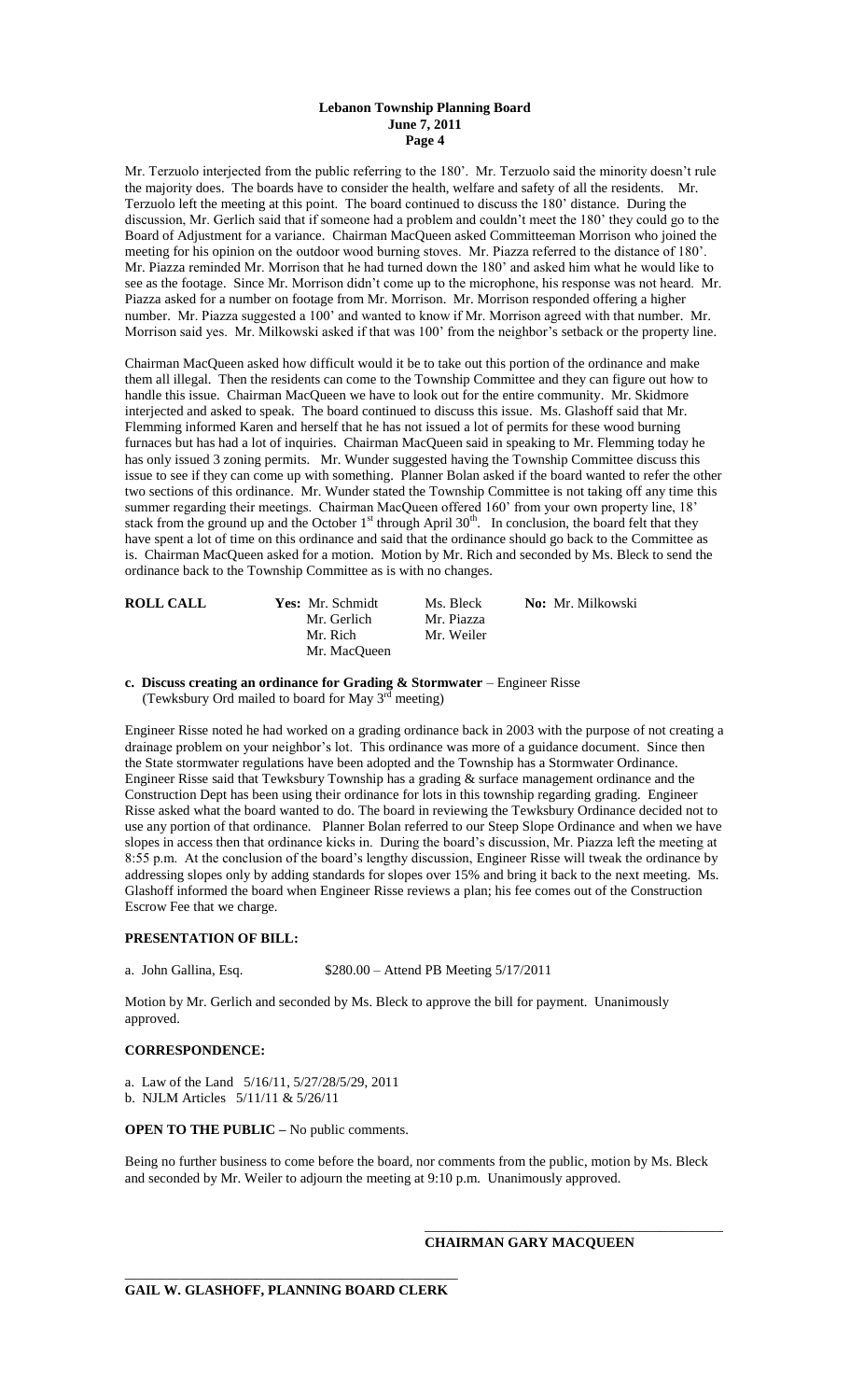Mr. Terzuolo interjected from the public referring to the 180'. Mr. Terzuolo said the minority doesn't rule the majority does. The boards have to consider the health, welfare and safety of all the residents. Mr. Terzuolo left the meeting at this point. The board continued to discuss the 180' distance. During the discussion, Mr. Gerlich said that if someone had a problem and couldn't meet the 180' they could go to the Board of Adjustment for a variance. Chairman MacQueen asked Committeeman Morrison who joined the meeting for his opinion on the outdoor wood burning stoves. Mr. Piazza referred to the distance of 180'. Mr. Piazza reminded Mr. Morrison that he had turned down the 180' and asked him what he would like to see as the footage. Since Mr. Morrison didn't come up to the microphone, his response was not heard. Mr. Piazza asked for a number on footage from Mr. Morrison. Mr. Morrison responded offering a higher number. Mr. Piazza suggested a 100' and wanted to know if Mr. Morrison agreed with that number. Mr. Morrison said yes. Mr. Milkowski asked if that was 100' from the neighbor's setback or the property line.

Chairman MacQueen asked how difficult would it be to take out this portion of the ordinance and make them all illegal. Then the residents can come to the Township Committee and they can figure out how to handle this issue. Chairman MacQueen we have to look out for the entire community. Mr. Skidmore interjected and asked to speak. The board continued to discuss this issue. Ms. Glashoff said that Mr. Flemming informed Karen and herself that he has not issued a lot of permits for these wood burning furnaces but has had a lot of inquiries. Chairman MacQueen said in speaking to Mr. Flemming today he has only issued 3 zoning permits. Mr. Wunder suggested having the Township Committee discuss this issue to see if they can come up with something. Planner Bolan asked if the board wanted to refer the other two sections of this ordinance. Mr. Wunder stated the Township Committee is not taking off any time this summer regarding their meetings. Chairman MacQueen offered 160' from your own property line, 18' stack from the ground up and the October 1st through April 30th. In conclusion, the board felt that they have spent a lot of time on this ordinance and said that the ordinance should go back to the Committee as is. Chairman MacQueen asked for a motion. Motion by Mr. Rich and seconded by Ms. Bleck to send the ordinance back to the Township Committee as is with no changes.

| | | | |
|---|---|---|---|
| **ROLL CALL** | **Yes:** Mr. Schmidt | Ms. Bleck | **No:** Mr. Milkowski |
| | Mr. Gerlich | Mr. Piazza | |
| | Mr. Rich | Mr. Weiler | |
| | Mr. MacQueen | | |

**c. Discuss creating an ordinance for Grading & Stormwater** – Engineer Risse
(Tewksbury Ord mailed to board for May 3rd meeting)

Engineer Risse noted he had worked on a grading ordinance back in 2003 with the purpose of not creating a drainage problem on your neighbor's lot. This ordinance was more of a guidance document. Since then the State stormwater regulations have been adopted and the Township has a Stormwater Ordinance. Engineer Risse said that Tewksbury Township has a grading & surface management ordinance and the Construction Dept has been using their ordinance for lots in this township regarding grading. Engineer Risse asked what the board wanted to do. The board in reviewing the Tewksbury Ordinance decided not to use any portion of that ordinance. Planner Bolan referred to our Steep Slope Ordinance and when we have slopes in access then that ordinance kicks in. During the board's discussion, Mr. Piazza left the meeting at 8:55 p.m. At the conclusion of the board's lengthy discussion, Engineer Risse will tweak the ordinance by addressing slopes only by adding standards for slopes over 15% and bring it back to the next meeting. Ms. Glashoff informed the board when Engineer Risse reviews a plan; his fee comes out of the Construction Escrow Fee that we charge.

**PRESENTATION OF BILL:**

a. John Gallina, Esq. $280.00 – Attend PB Meeting 5/17/2011

Motion by Mr. Gerlich and seconded by Ms. Bleck to approve the bill for payment. Unanimously approved.

**CORRESPONDENCE:**

a. Law of the Land 5/16/11, 5/27/28/5/29, 2011
b. NJLM Articles 5/11/11 & 5/26/11

**OPEN TO THE PUBLIC –** No public comments.

Being no further business to come before the board, nor comments from the public, motion by Ms. Bleck and seconded by Mr. Weiler to adjourn the meeting at 9:10 p.m. Unanimously approved.

\_\_\_\_\_\_\_\_\_\_\_\_\_\_\_\_\_\_\_\_\_\_\_\_\_\_\_\_\_\_\_\_\_\_\_\_\_\_\_\_\_\_
**CHAIRMAN GARY MACQUEEN**

\_\_\_\_\_\_\_\_\_\_\_\_\_\_\_\_\_\_\_\_\_\_\_\_\_\_\_\_\_\_\_\_\_\_\_\_\_\_\_\_\_\_
**GAIL W. GLASHOFF, PLANNING BOARD CLERK**